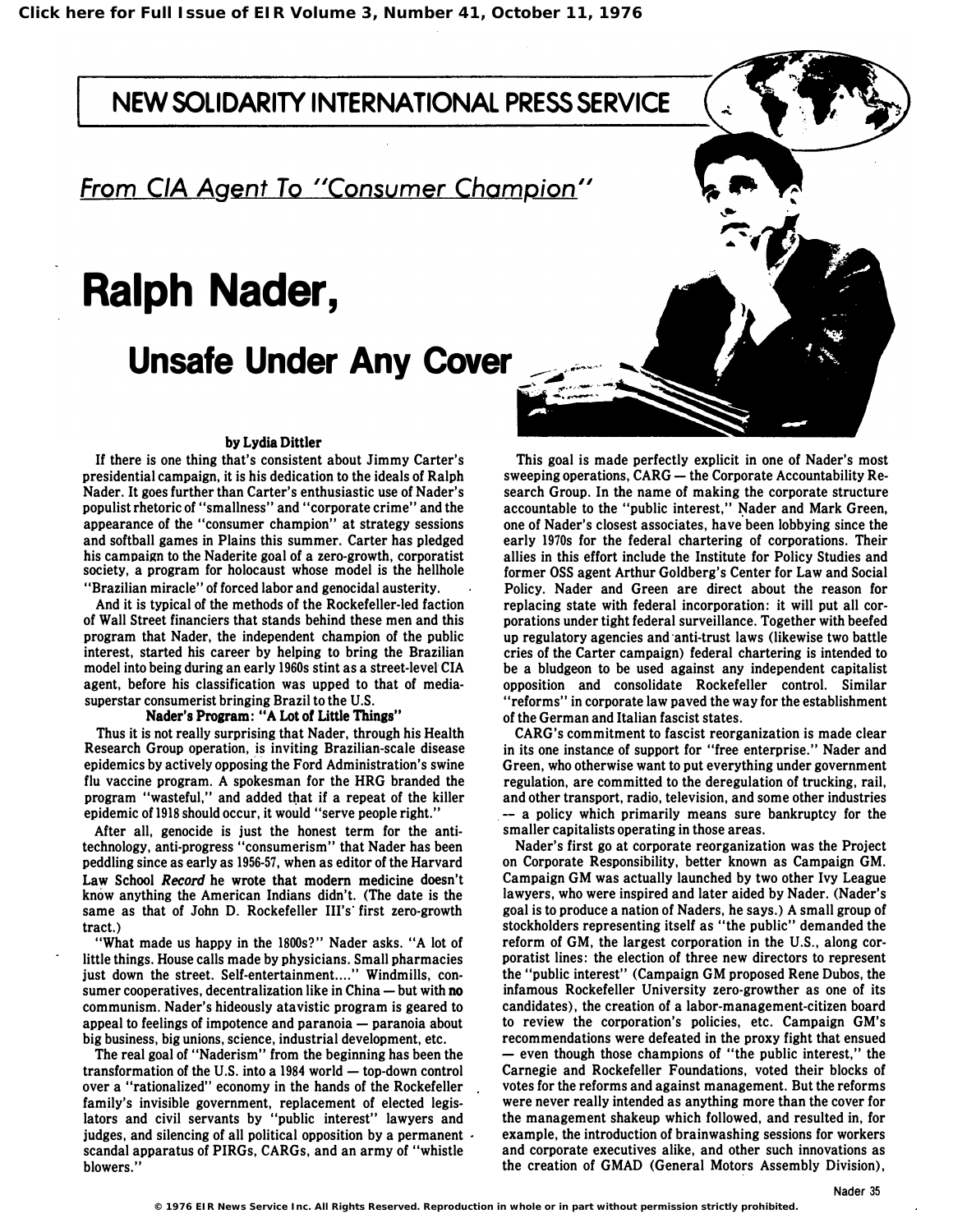Click here for Full Issue of EIR Volume 3, Number 41, October 11, 1976

NEW SOLIDARITY INTERNATIONAL PRESS SERVICE

*From CIA Agent To "Consumer Champion"*

# Ralph Nader,

## Unsafe Under Any Cover

**by Lydia Dittler**

If there is one thing that's consistent about Jimmy Carter's presidential campaign, it is his dedication to the ideals of Ralph Nader. It goes further than Carter's enthusiastic use of Nader's populist rhetoric of "smallness" and "corporate crime" and the appearance of the "consumer champion" at strategy sessions and softball games in Plains this summer. Carter has pledged his campaign to the Naderite goal of a zero-growth, corporatist society, a program for holocaust whose model is the hellhole "Brazilian miracle" of forced labor and genocidal austerity.

And it is typical of the methods of the Rockefeller-led faction of Wall Street financiers that stands behind these men and this program that Nader, the independent champion of the public interest, started his career by helping to bring the Brazilian model into being during an early 1960s stint as a street-level CIA agent, before his classification was upped to that of media-superstar consumerist bringing Brazil to the U.S.

**Nader's Program: "A Lot of Little Things"**

Thus it is not really surprising that Nader, through his Health Research Group operation, is inviting Brazilian-scale disease epidemics by actively opposing the Ford Administration's swine flu vaccine program. A spokesman for the HRG branded the program "wasteful," and added that if a repeat of the killer epidemic of 1918 should occur, it would "serve people right."

After all, genocide is just the honest term for the anti-technology, anti-progress "consumerism" that Nader has been peddling since as early as 1956-57, when as editor of the Harvard Law School *Record* he wrote that modern medicine doesn't know anything the American Indians didn't. (The date is the same as that of John D. Rockefeller III's first zero-growth tract.)

"What made us happy in the 1800s?" Nader asks. "A lot of little things. House calls made by physicians. Small pharmacies just down the street. Self-entertainment...." Windmills, consumer cooperatives, decentralization like in China — but with **no** communism. Nader's hideously atavistic program is geared to appeal to feelings of impotence and paranoia — paranoia about big business, big unions, science, industrial development, etc.

The real goal of "Naderism" from the beginning has been the transformation of the U.S. into a 1984 world — top-down control over a "rationalized" economy in the hands of the Rockefeller family's invisible government, replacement of elected legislators and civil servants by "public interest" lawyers and judges, and silencing of all political opposition by a permanent scandal apparatus of PIRGs, CARGs, and an army of "whistle blowers."

This goal is made perfectly explicit in one of Nader's most sweeping operations, CARG — the Corporate Accountability Research Group. In the name of making the corporate structure accountable to the "public interest," Nader and Mark Green, one of Nader's closest associates, have been lobbying since the early 1970s for the federal chartering of corporations. Their allies in this effort include the Institute for Policy Studies and former OSS agent Arthur Goldberg's Center for Law and Social Policy. Nader and Green are direct about the reason for replacing state with federal incorporation: it will put all corporations under tight federal surveillance. Together with beefed up regulatory agencies and anti-trust laws (likewise two battle cries of the Carter campaign) federal chartering is intended to be a bludgeon to be used against any independent capitalist opposition and consolidate Rockefeller control. Similar "reforms" in corporate law paved the way for the establishment of the German and Italian fascist states.

CARG's commitment to fascist reorganization is made clear in its one instance of support for "free enterprise." Nader and Green, who otherwise want to put everything under government regulation, are committed to the deregulation of trucking, rail, and other transport, radio, television, and some other industries — a policy which primarily means sure bankruptcy for the smaller capitalists operating in those areas.

Nader's first go at corporate reorganization was the Project on Corporate Responsibility, better known as Campaign GM. Campaign GM was actually launched by two other Ivy League lawyers, who were inspired and later aided by Nader. (Nader's goal is to produce a nation of Naders, he says.) A small group of stockholders representing itself as "the public" demanded the reform of GM, the largest corporation in the U.S., along corporatist lines: the election of three new directors to represent the "public interest" (Campaign GM proposed Rene Dubos, the infamous Rockefeller University zero-grower as one of its candidates), the creation of a labor-management-citizen board to review the corporation's policies, etc. Campaign GM's recommendations were defeated in the proxy fight that ensued — even though those champions of "the public interest," the Carnegie and Rockefeller Foundations, voted their blocks of votes for the reforms and against management. But the reforms were never really intended as anything more than the cover for the management shakeup which followed, and resulted in, for example, the introduction of brainwashing sessions for workers and corporate executives alike, and other such innovations as the creation of GMAD (General Motors Assembly Division),

© 1976 EIR News Service Inc. All Rights Reserved. Reproduction in whole or in part without permission strictly prohibited.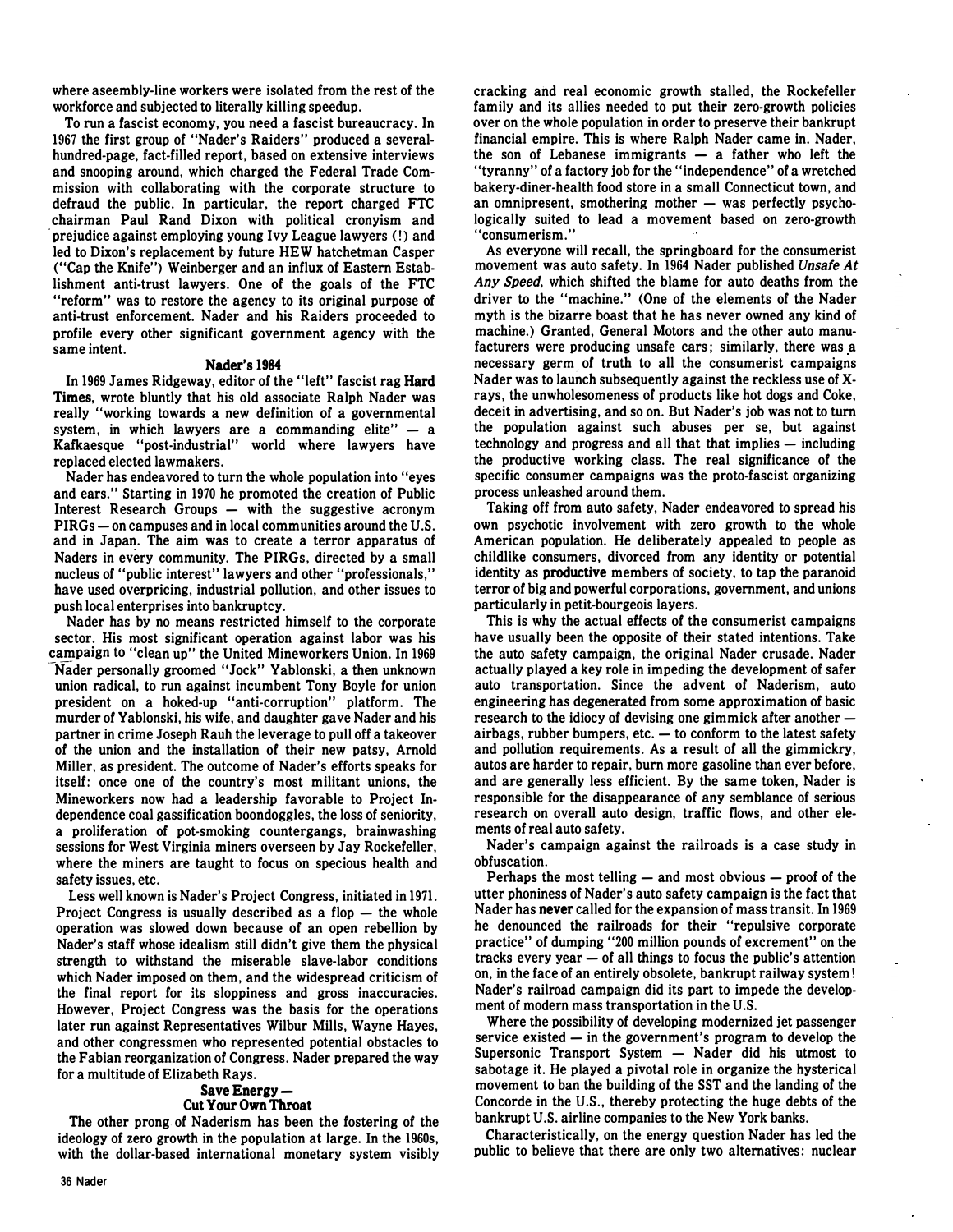where aseembly-line workers were isolated from the rest of the workforce and subjected to literally killing speedup.

To run a fascist economy, you need a fascist bureaucracy. In 1967 the first group of "Nader's Raiders" produced a several-hundred-page, fact-filled report, based on extensive interviews and snooping around, which charged the Federal Trade Commission with collaborating with the corporate structure to defraud the public. In particular, the report charged FTC chairman Paul Rand Dixon with political cronyism and prejudice against employing young Ivy League lawyers (!) and led to Dixon's replacement by future HEW hatchetman Casper ("Cap the Knife") Weinberger and an influx of Eastern Establishment anti-trust lawyers. One of the goals of the FTC "reform" was to restore the agency to its original purpose of anti-trust enforcement. Nader and his Raiders proceeded to profile every other significant government agency with the same intent.

### Nader's 1984

In 1969 James Ridgeway, editor of the "left" fascist rag **Hard Times**, wrote bluntly that his old associate Ralph Nader was really "working towards a new definition of a governmental system, in which lawyers are a commanding elite" — a Kafkaesque "post-industrial" world where lawyers have replaced elected lawmakers.

Nader has endeavored to turn the whole population into "eyes and ears." Starting in 1970 he promoted the creation of Public Interest Research Groups — with the suggestive acronym PIRGs — on campuses and in local communities around the U.S. and in Japan. The aim was to create a terror apparatus of Naders in every community. The PIRGs, directed by a small nucleus of "public interest" lawyers and other "professionals," have used overpricing, industrial pollution, and other issues to push local enterprises into bankruptcy.

Nader has by no means restricted himself to the corporate sector. His most significant operation against labor was his campaign to "clean up" the United Mineworkers Union. In 1969 Nader personally groomed "Jock" Yablonski, a then unknown union radical, to run against incumbent Tony Boyle for union president on a hoked-up "anti-corruption" platform. The murder of Yablonski, his wife, and daughter gave Nader and his partner in crime Joseph Rauh the leverage to pull off a takeover of the union and the installation of their new patsy, Arnold Miller, as president. The outcome of Nader's efforts speaks for itself: once one of the country's most militant unions, the Mineworkers now had a leadership favorable to Project Independence coal gassification boondoggles, the loss of seniority, a proliferation of pot-smoking countergangs, brainwashing sessions for West Virginia miners overseen by Jay Rockefeller, where the miners are taught to focus on specious health and safety issues, etc.

Less well known is Nader's Project Congress, initiated in 1971. Project Congress is usually described as a flop — the whole operation was slowed down because of an open rebellion by Nader's staff whose idealism still didn't give them the physical strength to withstand the miserable slave-labor conditions which Nader imposed on them, and the widespread criticism of the final report for its sloppiness and gross inaccuracies. However, Project Congress was the basis for the operations later run against Representatives Wilbur Mills, Wayne Hayes, and other congressmen who represented potential obstacles to the Fabian reorganization of Congress. Nader prepared the way for a multitude of Elizabeth Rays.

### Save Energy — Cut Your Own Throat

The other prong of Naderism has been the fostering of the ideology of zero growth in the population at large. In the 1960s, with the dollar-based international monetary system visibly cracking and real economic growth stalled, the Rockefeller family and its allies needed to put their zero-growth policies over on the whole population in order to preserve their bankrupt financial empire. This is where Ralph Nader came in. Nader, the son of Lebanese immigrants — a father who left the "tyranny" of a factory job for the "independence" of a wretched bakery-diner-health food store in a small Connecticut town, and an omnipresent, smothering mother — was perfectly psychologically suited to lead a movement based on zero-growth "consumerism."

As everyone will recall, the springboard for the consumerist movement was auto safety. In 1964 Nader published *Unsafe At Any Speed*, which shifted the blame for auto deaths from the driver to the "machine." (One of the elements of the Nader myth is the bizarre boast that he has never owned any kind of machine.) Granted, General Motors and the other auto manufacturers were producing unsafe cars; similarly, there was a necessary germ of truth to all the consumerist campaigns Nader was to launch subsequently against the reckless use of X-rays, the unwholesomeness of products like hot dogs and Coke, deceit in advertising, and so on. But Nader's job was not to turn the population against such abuses per se, but against technology and progress and all that that implies — including the productive working class. The real significance of the specific consumer campaigns was the proto-fascist organizing process unleashed around them.

Taking off from auto safety, Nader endeavored to spread his own psychotic involvement with zero growth to the whole American population. He deliberately appealed to people as childlike consumers, divorced from any identity or potential identity as **productive** members of society, to tap the paranoid terror of big and powerful corporations, government, and unions particularly in petit-bourgeois layers.

This is why the actual effects of the consumerist campaigns have usually been the opposite of their stated intentions. Take the auto safety campaign, the original Nader crusade. Nader actually played a key role in impeding the development of safer auto transportation. Since the advent of Naderism, auto engineering has degenerated from some approximation of basic research to the idiocy of devising one gimmick after another — airbags, rubber bumpers, etc. — to conform to the latest safety and pollution requirements. As a result of all the gimmickry, autos are harder to repair, burn more gasoline than ever before, and are generally less efficient. By the same token, Nader is responsible for the disappearance of any semblance of serious research on overall auto design, traffic flows, and other elements of real auto safety.

Nader's campaign against the railroads is a case study in obfuscation.

Perhaps the most telling — and most obvious — proof of the utter phoniness of Nader's auto safety campaign is the fact that Nader has **never** called for the expansion of mass transit. In 1969 he denounced the railroads for their "repulsive corporate practice" of dumping "200 million pounds of excrement" on the tracks every year — of all things to focus the public's attention on, in the face of an entirely obsolete, bankrupt railway system! Nader's railroad campaign did its part to impede the development of modern mass transportation in the U.S.

Where the possibility of developing modernized jet passenger service existed — in the government's program to develop the Supersonic Transport System — Nader did his utmost to sabotage it. He played a pivotal role in organize the hysterical movement to ban the building of the SST and the landing of the Concorde in the U.S., thereby protecting the huge debts of the bankrupt U.S. airline companies to the New York banks.

Characteristically, on the energy question Nader has led the public to believe that there are only two alternatives: nuclear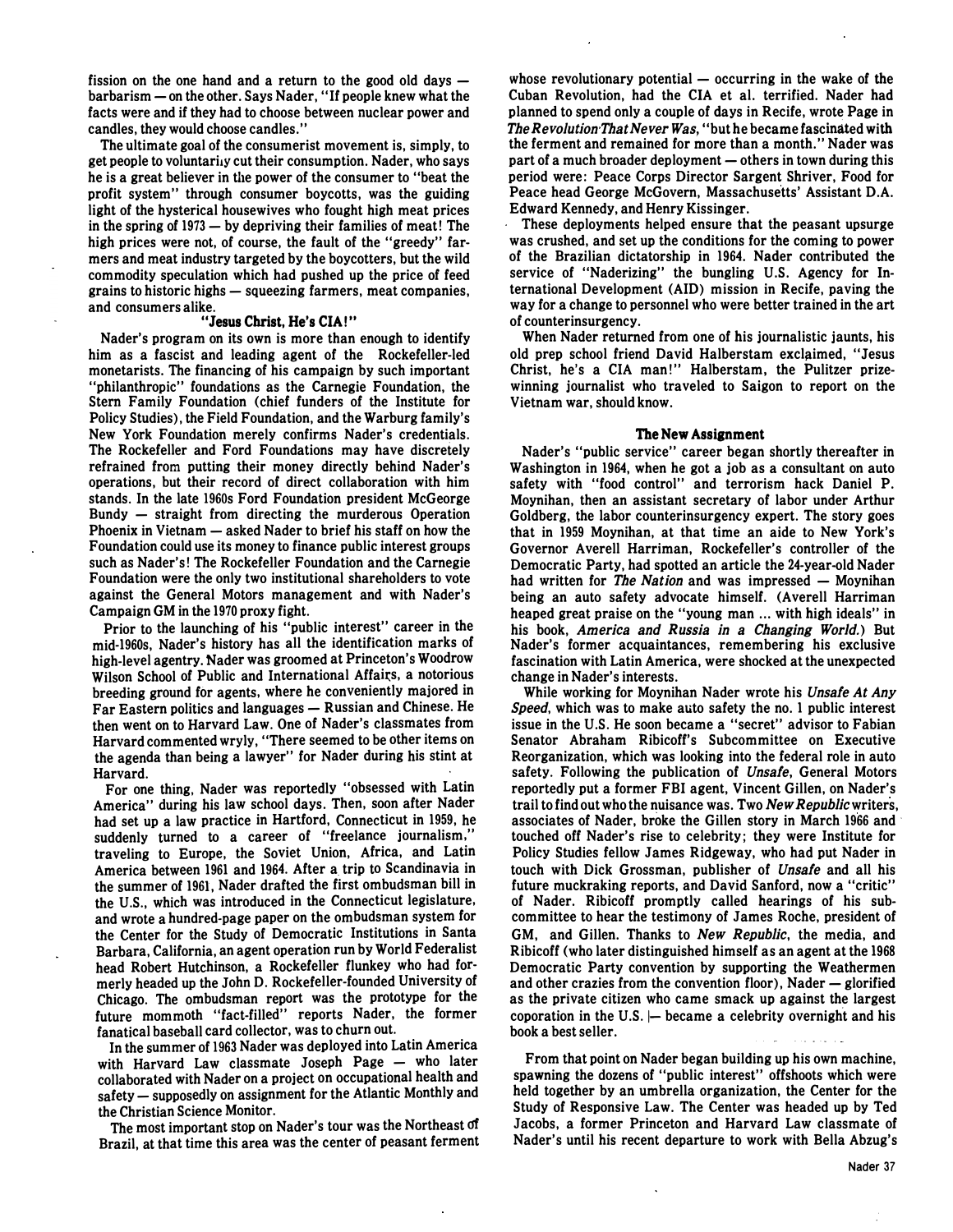fission on the one hand and a return to the good old days — barbarism — on the other. Says Nader, "If people knew what the facts were and if they had to choose between nuclear power and candles, they would choose candles."

The ultimate goal of the consumerist movement is, simply, to get people to voluntarily cut their consumption. Nader, who says he is a great believer in the power of the consumer to "beat the profit system" through consumer boycotts, was the guiding light of the hysterical housewives who fought high meat prices in the spring of 1973 — by depriving their families of meat! The high prices were not, of course, the fault of the "greedy" farmers and meat industry targeted by the boycotters, but the wild commodity speculation which had pushed up the price of feed grains to historic highs — squeezing farmers, meat companies, and consumers alike.

### "Jesus Christ, He's CIA!"

Nader's program on its own is more than enough to identify him as a fascist and leading agent of the Rockefeller-led monetarists. The financing of his campaign by such important "philanthropic" foundations as the Carnegie Foundation, the Stern Family Foundation (chief funders of the Institute for Policy Studies), the Field Foundation, and the Warburg family's New York Foundation merely confirms Nader's credentials. The Rockefeller and Ford Foundations may have discretely refrained from putting their money directly behind Nader's operations, but their record of direct collaboration with him stands. In the late 1960s Ford Foundation president McGeorge Bundy — straight from directing the murderous Operation Phoenix in Vietnam — asked Nader to brief his staff on how the Foundation could use its money to finance public interest groups such as Nader's! The Rockefeller Foundation and the Carnegie Foundation were the only two institutional shareholders to vote against the General Motors management and with Nader's Campaign GM in the 1970 proxy fight.

Prior to the launching of his "public interest" career in the mid-1960s, Nader's history has all the identification marks of high-level agentry. Nader was groomed at Princeton's Woodrow Wilson School of Public and International Affairs, a notorious breeding ground for agents, where he conveniently majored in Far Eastern politics and languages — Russian and Chinese. He then went on to Harvard Law. One of Nader's classmates from Harvard commented wryly, "There seemed to be other items on the agenda than being a lawyer" for Nader during his stint at Harvard.

For one thing, Nader was reportedly "obsessed with Latin America" during his law school days. Then, soon after Nader had set up a law practice in Hartford, Connecticut in 1959, he suddenly turned to a career of "freelance journalism," traveling to Europe, the Soviet Union, Africa, and Latin America between 1961 and 1964. After a trip to Scandinavia in the summer of 1961, Nader drafted the first ombudsman bill in the U.S., which was introduced in the Connecticut legislature, and wrote a hundred-page paper on the ombudsman system for the Center for the Study of Democratic Institutions in Santa Barbara, California, an agent operation run by World Federalist head Robert Hutchinson, a Rockefeller flunkey who had formerly headed up the John D. Rockefeller-founded University of Chicago. The ombudsman report was the prototype for the future mommoth "fact-filled" reports Nader, the former fanatical baseball card collector, was to churn out.

In the summer of 1963 Nader was deployed into Latin America with Harvard Law classmate Joseph Page — who later collaborated with Nader on a project on occupational health and safety — supposedly on assignment for the Atlantic Monthly and the Christian Science Monitor.

The most important stop on Nader's tour was the Northeast of Brazil, at that time this area was the center of peasant ferment whose revolutionary potential — occurring in the wake of the Cuban Revolution, had the CIA et al. terrified. Nader had planned to spend only a couple of days in Recife, wrote Page in *The Revolution That Never Was*, "but he became fascinated with the ferment and remained for more than a month." Nader was part of a much broader deployment — others in town during this period were: Peace Corps Director Sargent Shriver, Food for Peace head George McGovern, Massachusetts' Assistant D.A. Edward Kennedy, and Henry Kissinger.

These deployments helped ensure that the peasant upsurge was crushed, and set up the conditions for the coming to power of the Brazilian dictatorship in 1964. Nader contributed the service of "Naderizing" the bungling U.S. Agency for International Development (AID) mission in Recife, paving the way for a change to personnel who were better trained in the art of counterinsurgency.

When Nader returned from one of his journalistic jaunts, his old prep school friend David Halberstam exclaimed, "Jesus Christ, he's a CIA man!" Halberstam, the Pulitzer prize-winning journalist who traveled to Saigon to report on the Vietnam war, should know.

### The New Assignment

Nader's "public service" career began shortly thereafter in Washington in 1964, when he got a job as a consultant on auto safety with "food control" and terrorism hack Daniel P. Moynihan, then an assistant secretary of labor under Arthur Goldberg, the labor counterinsurgency expert. The story goes that in 1959 Moynihan, at that time an aide to New York's Governor Averell Harriman, Rockefeller's controller of the Democratic Party, had spotted an article the 24-year-old Nader had written for *The Nation* and was impressed — Moynihan being an auto safety advocate himself. (Averell Harriman heaped great praise on the "young man ... with high ideals" in his book, *America and Russia in a Changing World*.) But Nader's former acquaintances, remembering his exclusive fascination with Latin America, were shocked at the unexpected change in Nader's interests.

While working for Moynihan Nader wrote his *Unsafe At Any Speed*, which was to make auto safety the no. 1 public interest issue in the U.S. He soon became a "secret" advisor to Fabian Senator Abraham Ribicoff's Subcommittee on Executive Reorganization, which was looking into the federal role in auto safety. Following the publication of *Unsafe*, General Motors reportedly put a former FBI agent, Vincent Gillen, on Nader's trail to find out who the nuisance was. Two *New Republic* writers, associates of Nader, broke the Gillen story in March 1966 and touched off Nader's rise to celebrity; they were Institute for Policy Studies fellow James Ridgeway, who had put Nader in touch with Dick Grossman, publisher of *Unsafe* and all his future muckraking reports, and David Sanford, now a "critic" of Nader. Ribicoff promptly called hearings of his subcommittee to hear the testimony of James Roche, president of GM, and Gillen. Thanks to *New Republic*, the media, and Ribicoff (who later distinguished himself as an agent at the 1968 Democratic Party convention by supporting the Weathermen and other crazies from the convention floor), Nader — glorified as the private citizen who came smack up against the largest coporation in the U.S. — became a celebrity overnight and his book a best seller.

From that point on Nader began building up his own machine, spawning the dozens of "public interest" offshoots which were held together by an umbrella organization, the Center for the Study of Responsive Law. The Center was headed up by Ted Jacobs, a former Princeton and Harvard Law classmate of Nader's until his recent departure to work with Bella Abzug's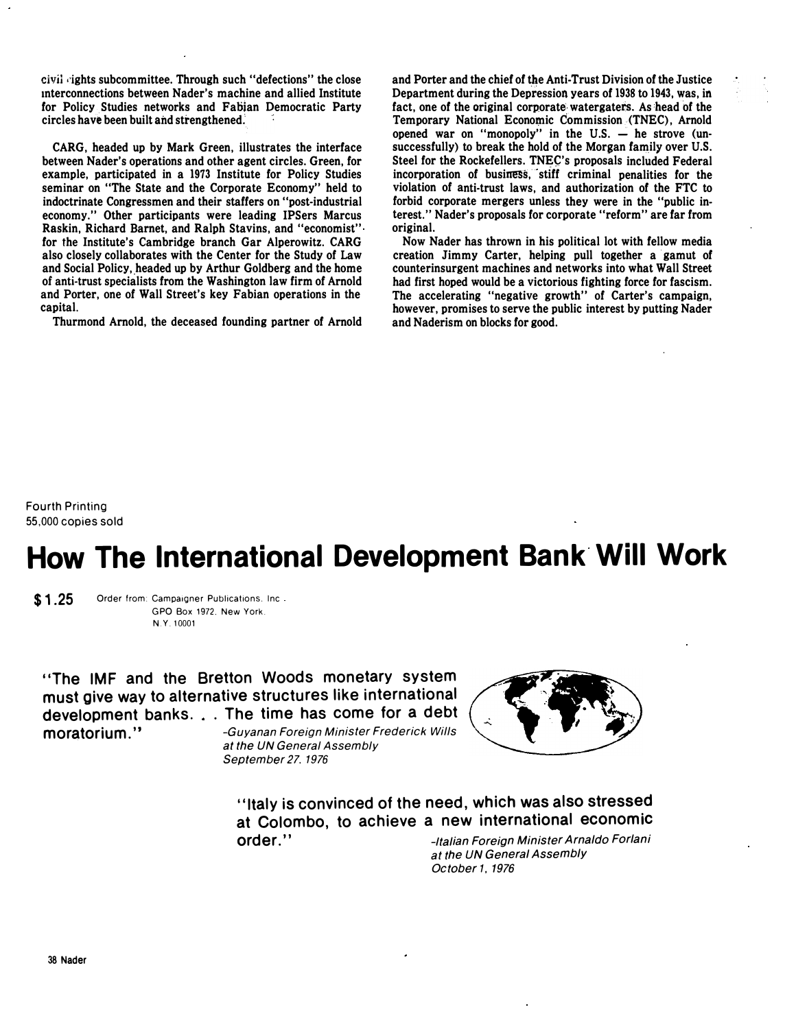civil rights subcommittee. Through such "defections" the close interconnections between Nader's machine and allied Institute for Policy Studies networks and Fabian Democratic Party circles have been built and strengthened.

CARG, headed up by Mark Green, illustrates the interface between Nader's operations and other agent circles. Green, for example, participated in a 1973 Institute for Policy Studies seminar on "The State and the Corporate Economy" held to indoctrinate Congressmen and their staffers on "post-industrial economy." Other participants were leading IPSers Marcus Raskin, Richard Barnet, and Ralph Stavins, and "economist" for the Institute's Cambridge branch Gar Alperowitz. CARG also closely collaborates with the Center for the Study of Law and Social Policy, headed up by Arthur Goldberg and the home of anti-trust specialists from the Washington law firm of Arnold and Porter, one of Wall Street's key Fabian operations in the capital.

Thurmond Arnold, the deceased founding partner of Arnold and Porter and the chief of the Anti-Trust Division of the Justice Department during the Depression years of 1938 to 1943, was, in fact, one of the original corporate watergaters. As head of the Temporary National Economic Commission (TNEC), Arnold opened war on "monopoly" in the U.S. — he strove (unsuccessfully) to break the hold of the Morgan family over U.S. Steel for the Rockefellers. TNEC's proposals included Federal incorporation of business, stiff criminal penalities for the violation of anti-trust laws, and authorization of the FTC to forbid corporate mergers unless they were in the "public interest." Nader's proposals for corporate "reform" are far from original.

Now Nader has thrown in his political lot with fellow media creation Jimmy Carter, helping pull together a gamut of counterinsurgent machines and networks into what Wall Street had first hoped would be a victorious fighting force for fascism. The accelerating "negative growth" of Carter's campaign, however, promises to serve the public interest by putting Nader and Naderism on blocks for good.

Fourth Printing
55,000 copies sold

# How The International Development Bank Will Work

**$1.25** Order from: Campaigner Publications, Inc., GPO Box 1972, New York, N.Y. 10001

"The IMF and the Bretton Woods monetary system must give way to alternative structures like international development banks. . . The time has come for a debt moratorium."

*-Guyanan Foreign Minister Frederick Wills at the UN General Assembly September 27, 1976*

"Italy is convinced of the need, which was also stressed at Colombo, to achieve a new international economic order."

*-Italian Foreign Minister Arnaldo Forlani at the UN General Assembly October 1, 1976*